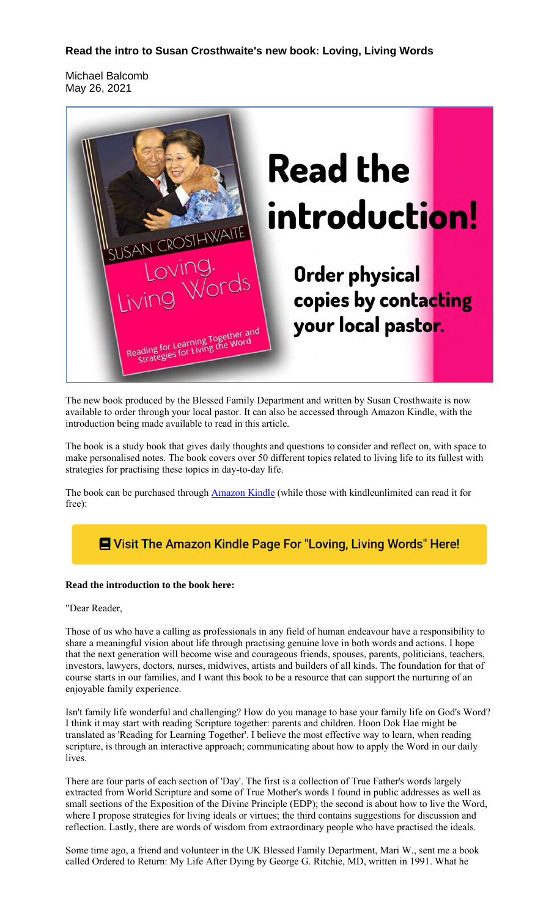**Read the intro to Susan Crosthwaite's new book: Loving, Living Words**

Michael Balcomb
May 26, 2021

The new book produced by the Blessed Family Department and written by Susan Crosthwaite is now available to order through your local pastor. It can also be accessed through Amazon Kindle, with the introduction being made available to read in this article.

The book is a study book that gives daily thoughts and questions to consider and reflect on, with space to make personalised notes. The book covers over 50 different topics related to living life to its fullest with strategies for practising these topics in day-to-day life.

The book can be purchased through Amazon Kindle (while those with kindleunlimited can read it for free):

Visit The Amazon Kindle Page For "Loving, Living Words" Here!

**Read the introduction to the book here:**

"Dear Reader,

Those of us who have a calling as professionals in any field of human endeavour have a responsibility to share a meaningful vision about life through practising genuine love in both words and actions. I hope that the next generation will become wise and courageous friends, spouses, parents, politicians, teachers, investors, lawyers, doctors, nurses, midwives, artists and builders of all kinds. The foundation for that of course starts in our families, and I want this book to be a resource that can support the nurturing of an enjoyable family experience.

Isn't family life wonderful and challenging? How do you manage to base your family life on God's Word? I think it may start with reading Scripture together: parents and children. Hoon Dok Hae might be translated as 'Reading for Learning Together'. I believe the most effective way to learn, when reading scripture, is through an interactive approach; communicating about how to apply the Word in our daily lives.

There are four parts of each section of 'Day'. The first is a collection of True Father's words largely extracted from World Scripture and some of True Mother's words I found in public addresses as well as small sections of the Exposition of the Divine Principle (EDP); the second is about how to live the Word, where I propose strategies for living ideals or virtues; the third contains suggestions for discussion and reflection. Lastly, there are words of wisdom from extraordinary people who have practised the ideals.

Some time ago, a friend and volunteer in the UK Blessed Family Department, Mari W., sent me a book called Ordered to Return: My Life After Dying by George G. Ritchie, MD, written in 1991. What he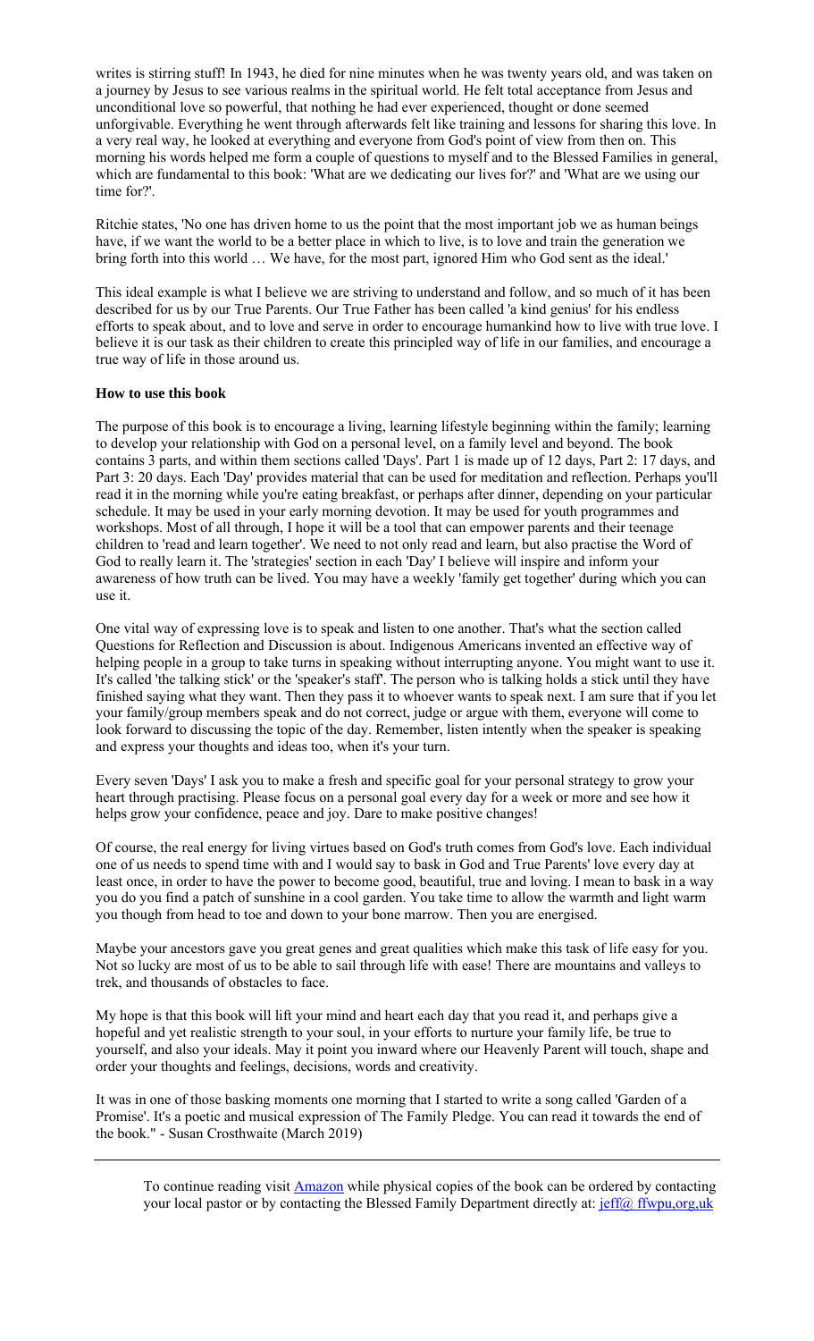writes is stirring stuff! In 1943, he died for nine minutes when he was twenty years old, and was taken on a journey by Jesus to see various realms in the spiritual world. He felt total acceptance from Jesus and unconditional love so powerful, that nothing he had ever experienced, thought or done seemed unforgivable. Everything he went through afterwards felt like training and lessons for sharing this love. In a very real way, he looked at everything and everyone from God's point of view from then on. This morning his words helped me form a couple of questions to myself and to the Blessed Families in general, which are fundamental to this book: 'What are we dedicating our lives for?' and 'What are we using our time for?'.

Ritchie states, 'No one has driven home to us the point that the most important job we as human beings have, if we want the world to be a better place in which to live, is to love and train the generation we bring forth into this world … We have, for the most part, ignored Him who God sent as the ideal.'

This ideal example is what I believe we are striving to understand and follow, and so much of it has been described for us by our True Parents. Our True Father has been called 'a kind genius' for his endless efforts to speak about, and to love and serve in order to encourage humankind how to live with true love. I believe it is our task as their children to create this principled way of life in our families, and encourage a true way of life in those around us.

**How to use this book**

The purpose of this book is to encourage a living, learning lifestyle beginning within the family; learning to develop your relationship with God on a personal level, on a family level and beyond. The book contains 3 parts, and within them sections called 'Days'. Part 1 is made up of 12 days, Part 2: 17 days, and Part 3: 20 days. Each 'Day' provides material that can be used for meditation and reflection. Perhaps you'll read it in the morning while you're eating breakfast, or perhaps after dinner, depending on your particular schedule. It may be used in your early morning devotion. It may be used for youth programmes and workshops. Most of all through, I hope it will be a tool that can empower parents and their teenage children to 'read and learn together'. We need to not only read and learn, but also practise the Word of God to really learn it. The 'strategies' section in each 'Day' I believe will inspire and inform your awareness of how truth can be lived. You may have a weekly 'family get together' during which you can use it.

One vital way of expressing love is to speak and listen to one another. That's what the section called Questions for Reflection and Discussion is about. Indigenous Americans invented an effective way of helping people in a group to take turns in speaking without interrupting anyone. You might want to use it. It's called 'the talking stick' or the 'speaker's staff'. The person who is talking holds a stick until they have finished saying what they want. Then they pass it to whoever wants to speak next. I am sure that if you let your family/group members speak and do not correct, judge or argue with them, everyone will come to look forward to discussing the topic of the day. Remember, listen intently when the speaker is speaking and express your thoughts and ideas too, when it's your turn.

Every seven 'Days' I ask you to make a fresh and specific goal for your personal strategy to grow your heart through practising. Please focus on a personal goal every day for a week or more and see how it helps grow your confidence, peace and joy. Dare to make positive changes!

Of course, the real energy for living virtues based on God's truth comes from God's love. Each individual one of us needs to spend time with and I would say to bask in God and True Parents' love every day at least once, in order to have the power to become good, beautiful, true and loving. I mean to bask in a way you do you find a patch of sunshine in a cool garden. You take time to allow the warmth and light warm you though from head to toe and down to your bone marrow. Then you are energised.

Maybe your ancestors gave you great genes and great qualities which make this task of life easy for you. Not so lucky are most of us to be able to sail through life with ease! There are mountains and valleys to trek, and thousands of obstacles to face.

My hope is that this book will lift your mind and heart each day that you read it, and perhaps give a hopeful and yet realistic strength to your soul, in your efforts to nurture your family life, be true to yourself, and also your ideals. May it point you inward where our Heavenly Parent will touch, shape and order your thoughts and feelings, decisions, words and creativity.

It was in one of those basking moments one morning that I started to write a song called 'Garden of a Promise'. It's a poetic and musical expression of The Family Pledge. You can read it towards the end of the book." - Susan Crosthwaite (March 2019)

---

To continue reading visit [Amazon]() while physical copies of the book can be ordered by contacting your local pastor or by contacting the Blessed Family Department directly at: [jeff@ ffwpu,org,uk]()